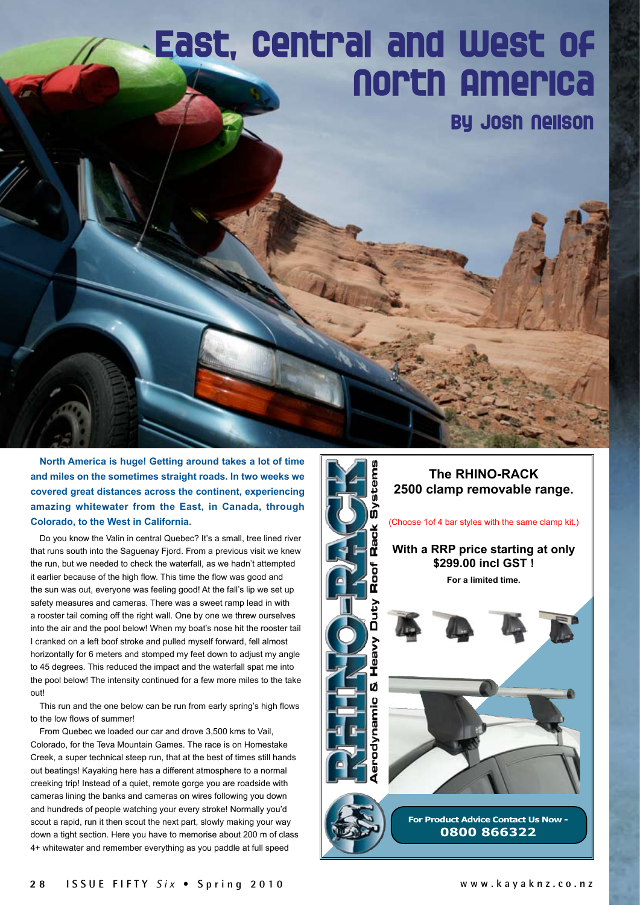# East, Central and West of North America

### By Josh Neilson

**North America is huge! Getting around takes a lot of time and miles on the sometimes straight roads. In two weeks we covered great distances across the continent, experiencing amazing whitewater from the East, in Canada, through Colorado, to the West in California.**

Do you know the Valin in central Quebec? It's a small, tree lined river that runs south into the Saguenay Fjord. From a previous visit we knew the run, but we needed to check the waterfall, as we hadn't attempted it earlier because of the high flow. This time the flow was good and the sun was out, everyone was feeling good! At the fall's lip we set up safety measures and cameras. There was a sweet ramp lead in with a rooster tail coming off the right wall. One by one we threw ourselves into the air and the pool below! When my boat's nose hit the rooster tail I cranked on a left boof stroke and pulled myself forward, fell almost horizontally for 6 meters and stomped my feet down to adjust my angle to 45 degrees. This reduced the impact and the waterfall spat me into the pool below! The intensity continued for a few more miles to the take out!

This run and the one below can be run from early spring's high flows to the low flows of summer!

From Quebec we loaded our car and drove 3,500 kms to Vail, Colorado, for the Teva Mountain Games. The race is on Homestake Creek, a super technical steep run, that at the best of times still hands out beatings! Kayaking here has a different atmosphere to a normal creeking trip! Instead of a quiet, remote gorge you are roadside with cameras lining the banks and cameras on wires following you down and hundreds of people watching your every stroke! Normally you'd scout a rapid, run it then scout the next part, slowly making your way down a tight section. Here you have to memorise about 200 m of class 4+ whitewater and remember everything as you paddle at full speed

---

**RHINO-RACK** Aerodynamic & Heavy Duty Roof Rack Systems

**The RHINO-RACK 2500 clamp removable range.**

(Choose 1of 4 bar styles with the same clamp kit.)

**With a RRP price starting at only $299.00 incl GST !**

**For a limited time.**

**For Product Advice Contact Us Now - 0800 866322**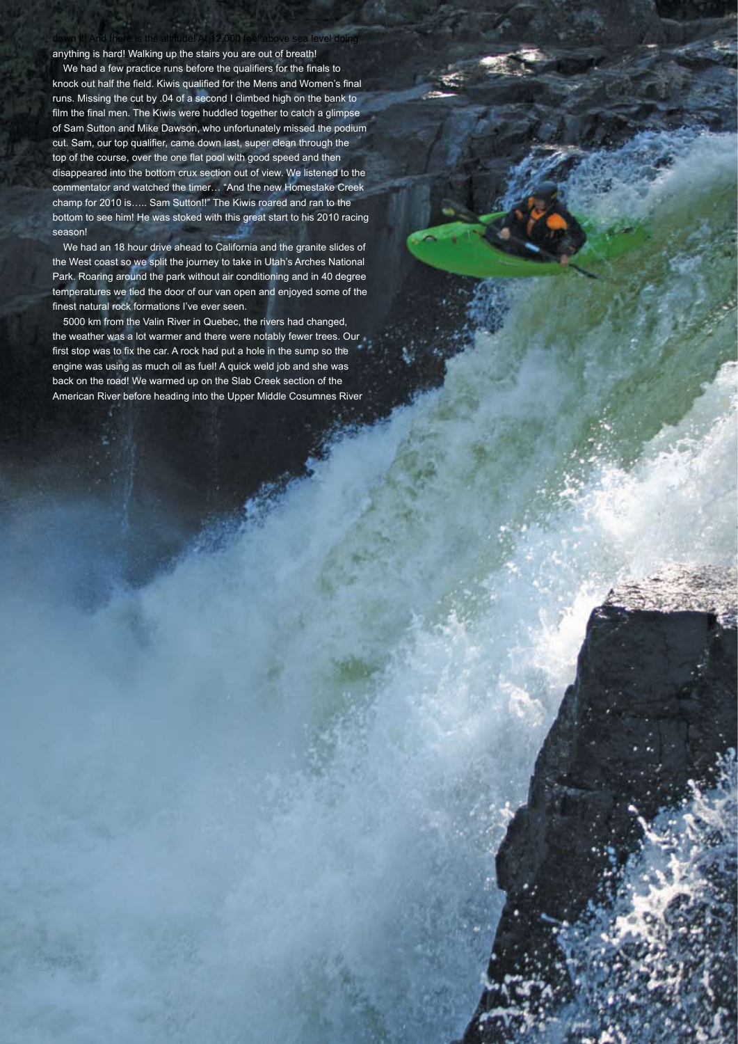down it! And there is the altitude! At 12,000 feet above sea level doing anything is hard! Walking up the stairs you are out of breath!

We had a few practice runs before the qualifiers for the finals to knock out half the field. Kiwis qualified for the Mens and Women's final runs. Missing the cut by .04 of a second I climbed high on the bank to film the final men. The Kiwis were huddled together to catch a glimpse of Sam Sutton and Mike Dawson, who unfortunately missed the podium cut. Sam, our top qualifier, came down last, super clean through the top of the course, over the one flat pool with good speed and then disappeared into the bottom crux section out of view. We listened to the commentator and watched the timer… "And the new Homestake Creek champ for 2010 is….. Sam Sutton!!" The Kiwis roared and ran to the bottom to see him! He was stoked with this great start to his 2010 racing season!

We had an 18 hour drive ahead to California and the granite slides of the West coast so we split the journey to take in Utah's Arches National Park. Roaring around the park without air conditioning and in 40 degree temperatures we tied the door of our van open and enjoyed some of the finest natural rock formations I've ever seen.

5000 km from the Valin River in Quebec, the rivers had changed, the weather was a lot warmer and there were notably fewer trees. Our first stop was to fix the car. A rock had put a hole in the sump so the engine was using as much oil as fuel! A quick weld job and she was back on the road! We warmed up on the Slab Creek section of the American River before heading into the Upper Middle Cosumnes River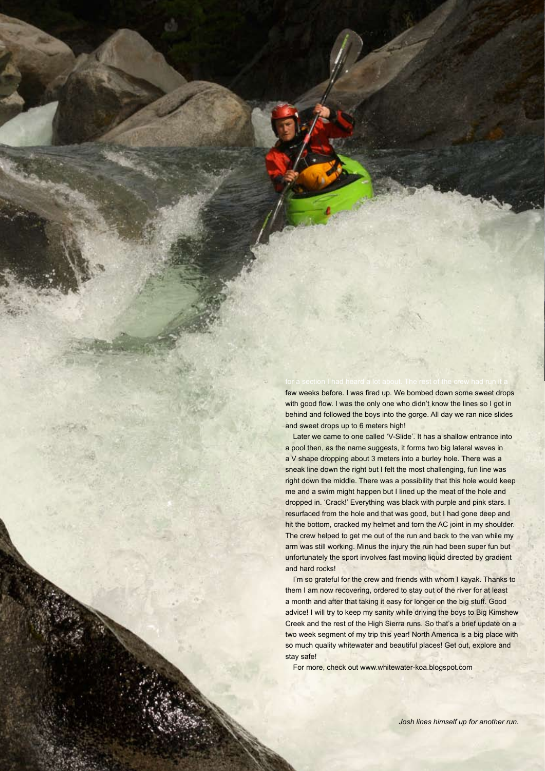for a section I had heard a lot about. The rest of the crew had run it a few weeks before. I was fired up. We bombed down some sweet drops with good flow. I was the only one who didn't know the lines so I got in behind and followed the boys into the gorge. All day we ran nice slides and sweet drops up to 6 meters high!

Later we came to one called 'V-Slide'. It has a shallow entrance into a pool then, as the name suggests, it forms two big lateral waves in a V shape dropping about 3 meters into a burley hole. There was a sneak line down the right but I felt the most challenging, fun line was right down the middle. There was a possibility that this hole would keep me and a swim might happen but I lined up the meat of the hole and dropped in. 'Crack!' Everything was black with purple and pink stars. I resurfaced from the hole and that was good, but I had gone deep and hit the bottom, cracked my helmet and torn the AC joint in my shoulder. The crew helped to get me out of the run and back to the van while my arm was still working. Minus the injury the run had been super fun but unfortunately the sport involves fast moving liquid directed by gradient and hard rocks!

I'm so grateful for the crew and friends with whom I kayak. Thanks to them I am now recovering, ordered to stay out of the river for at least a month and after that taking it easy for longer on the big stuff. Good advice! I will try to keep my sanity while driving the boys to Big Kimshew Creek and the rest of the High Sierra runs. So that's a brief update on a two week segment of my trip this year! North America is a big place with so much quality whitewater and beautiful places! Get out, explore and stay safe!

For more, check out www.whitewater-koa.blogspot.com

*Josh lines himself up for another run.*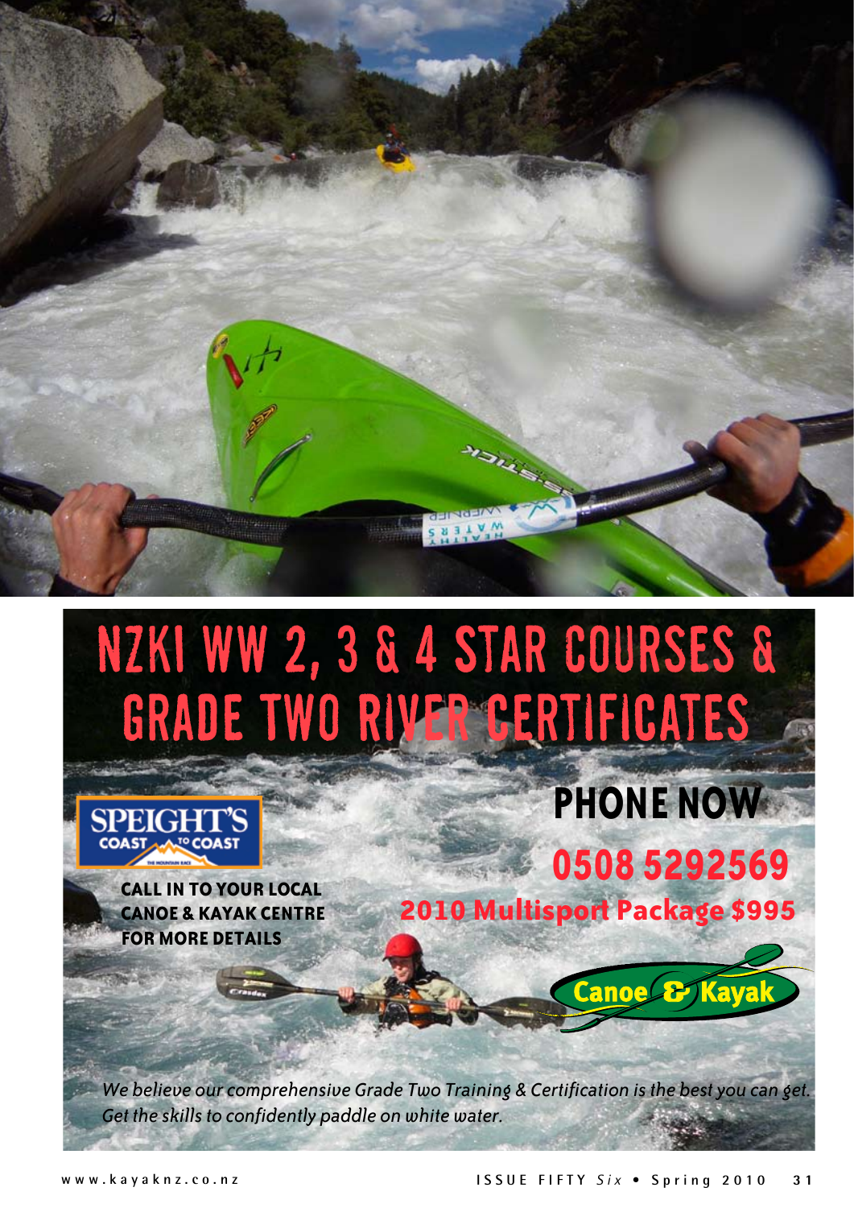# NZKI WW 2, 3 & 4 STAR COURSES & GRADE TWO RIVER CERTIFICATES

SPEIGHT'S COAST TO COAST

CALL IN TO YOUR LOCAL CANOE & KAYAK CENTRE FOR MORE DETAILS

**PHONE NOW**

**0508 5292569**

**2010 Multisport Package $995**

Canoe & Kayak

*We believe our comprehensive Grade Two Training & Certification is the best you can get. Get the skills to confidently paddle on white water.*